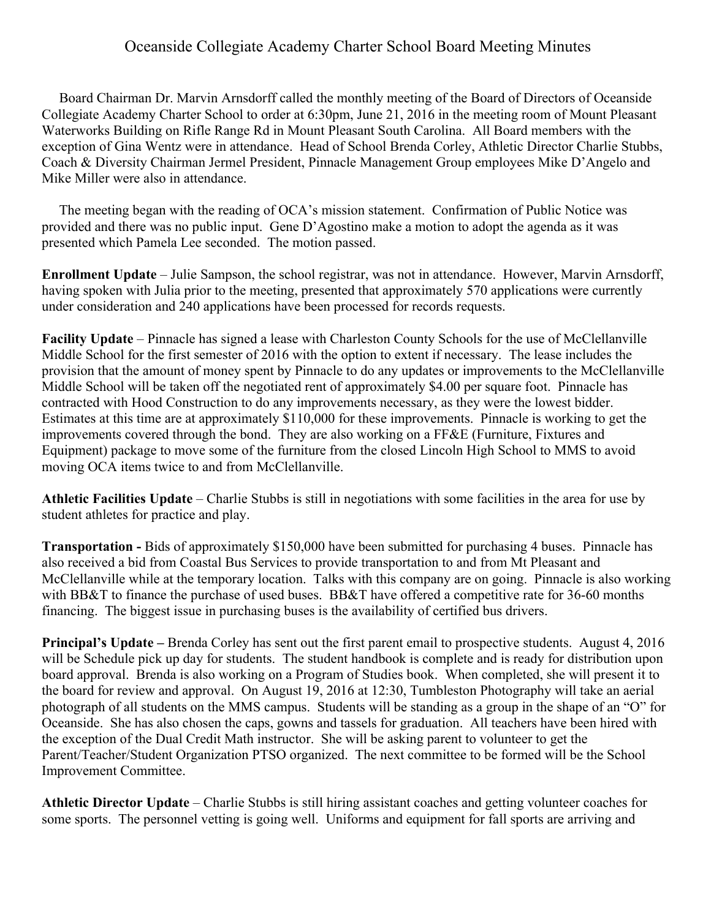# Oceanside Collegiate Academy Charter School Board Meeting Minutes

Board Chairman Dr. Marvin Arnsdorff called the monthly meeting of the Board of Directors of Oceanside Collegiate Academy Charter School to order at 6:30pm, June 21, 2016 in the meeting room of Mount Pleasant Waterworks Building on Rifle Range Rd in Mount Pleasant South Carolina. All Board members with the exception of Gina Wentz were in attendance. Head of School Brenda Corley, Athletic Director Charlie Stubbs, Coach & Diversity Chairman Jermel President, Pinnacle Management Group employees Mike D'Angelo and Mike Miller were also in attendance.

The meeting began with the reading of OCA's mission statement. Confirmation of Public Notice was provided and there was no public input. Gene D'Agostino make a motion to adopt the agenda as it was presented which Pamela Lee seconded. The motion passed.

**Enrollment Update** – Julie Sampson, the school registrar, was not in attendance. However, Marvin Arnsdorff, having spoken with Julia prior to the meeting, presented that approximately 570 applications were currently under consideration and 240 applications have been processed for records requests.

**Facility Update** – Pinnacle has signed a lease with Charleston County Schools for the use of McClellanville Middle School for the first semester of 2016 with the option to extent if necessary. The lease includes the provision that the amount of money spent by Pinnacle to do any updates or improvements to the McClellanville Middle School will be taken off the negotiated rent of approximately $4.00 per square foot. Pinnacle has contracted with Hood Construction to do any improvements necessary, as they were the lowest bidder. Estimates at this time are at approximately $110,000 for these improvements. Pinnacle is working to get the improvements covered through the bond. They are also working on a FF&E (Furniture, Fixtures and Equipment) package to move some of the furniture from the closed Lincoln High School to MMS to avoid moving OCA items twice to and from McClellanville.

**Athletic Facilities Update** – Charlie Stubbs is still in negotiations with some facilities in the area for use by student athletes for practice and play.

**Transportation -** Bids of approximately $150,000 have been submitted for purchasing 4 buses. Pinnacle has also received a bid from Coastal Bus Services to provide transportation to and from Mt Pleasant and McClellanville while at the temporary location. Talks with this company are on going. Pinnacle is also working with BB&T to finance the purchase of used buses. BB&T have offered a competitive rate for 36-60 months financing. The biggest issue in purchasing buses is the availability of certified bus drivers.

**Principal's Update –** Brenda Corley has sent out the first parent email to prospective students. August 4, 2016 will be Schedule pick up day for students. The student handbook is complete and is ready for distribution upon board approval. Brenda is also working on a Program of Studies book. When completed, she will present it to the board for review and approval. On August 19, 2016 at 12:30, Tumbleston Photography will take an aerial photograph of all students on the MMS campus. Students will be standing as a group in the shape of an "O" for Oceanside. She has also chosen the caps, gowns and tassels for graduation. All teachers have been hired with the exception of the Dual Credit Math instructor. She will be asking parent to volunteer to get the Parent/Teacher/Student Organization PTSO organized. The next committee to be formed will be the School Improvement Committee.

**Athletic Director Update** – Charlie Stubbs is still hiring assistant coaches and getting volunteer coaches for some sports. The personnel vetting is going well. Uniforms and equipment for fall sports are arriving and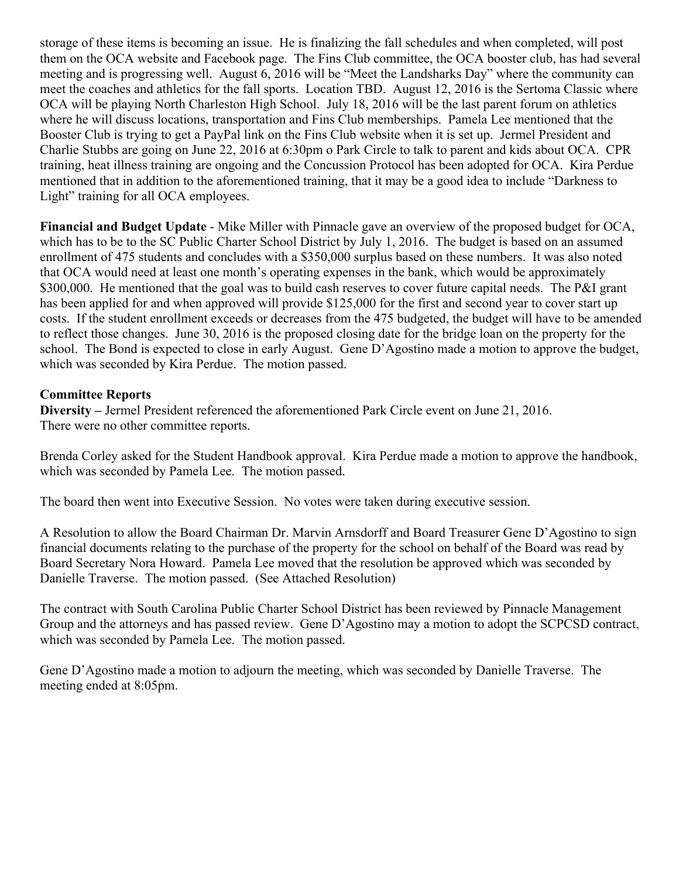storage of these items is becoming an issue. He is finalizing the fall schedules and when completed, will post them on the OCA website and Facebook page. The Fins Club committee, the OCA booster club, has had several meeting and is progressing well. August 6, 2016 will be "Meet the Landsharks Day" where the community can meet the coaches and athletics for the fall sports. Location TBD. August 12, 2016 is the Sertoma Classic where OCA will be playing North Charleston High School. July 18, 2016 will be the last parent forum on athletics where he will discuss locations, transportation and Fins Club memberships. Pamela Lee mentioned that the Booster Club is trying to get a PayPal link on the Fins Club website when it is set up. Jermel President and Charlie Stubbs are going on June 22, 2016 at 6:30pm o Park Circle to talk to parent and kids about OCA. CPR training, heat illness training are ongoing and the Concussion Protocol has been adopted for OCA. Kira Perdue mentioned that in addition to the aforementioned training, that it may be a good idea to include "Darkness to Light" training for all OCA employees.

**Financial and Budget Update** - Mike Miller with Pinnacle gave an overview of the proposed budget for OCA, which has to be to the SC Public Charter School District by July 1, 2016. The budget is based on an assumed enrollment of 475 students and concludes with a $350,000 surplus based on these numbers. It was also noted that OCA would need at least one month's operating expenses in the bank, which would be approximately $300,000. He mentioned that the goal was to build cash reserves to cover future capital needs. The P&I grant has been applied for and when approved will provide $125,000 for the first and second year to cover start up costs. If the student enrollment exceeds or decreases from the 475 budgeted, the budget will have to be amended to reflect those changes. June 30, 2016 is the proposed closing date for the bridge loan on the property for the school. The Bond is expected to close in early August. Gene D'Agostino made a motion to approve the budget, which was seconded by Kira Perdue. The motion passed.

**Committee Reports**

**Diversity –** Jermel President referenced the aforementioned Park Circle event on June 21, 2016.
There were no other committee reports.

Brenda Corley asked for the Student Handbook approval. Kira Perdue made a motion to approve the handbook, which was seconded by Pamela Lee. The motion passed.

The board then went into Executive Session. No votes were taken during executive session.

A Resolution to allow the Board Chairman Dr. Marvin Arnsdorff and Board Treasurer Gene D'Agostino to sign financial documents relating to the purchase of the property for the school on behalf of the Board was read by Board Secretary Nora Howard. Pamela Lee moved that the resolution be approved which was seconded by Danielle Traverse. The motion passed. (See Attached Resolution)

The contract with South Carolina Public Charter School District has been reviewed by Pinnacle Management Group and the attorneys and has passed review. Gene D'Agostino may a motion to adopt the SCPCSD contract, which was seconded by Pamela Lee. The motion passed.

Gene D'Agostino made a motion to adjourn the meeting, which was seconded by Danielle Traverse. The meeting ended at 8:05pm.